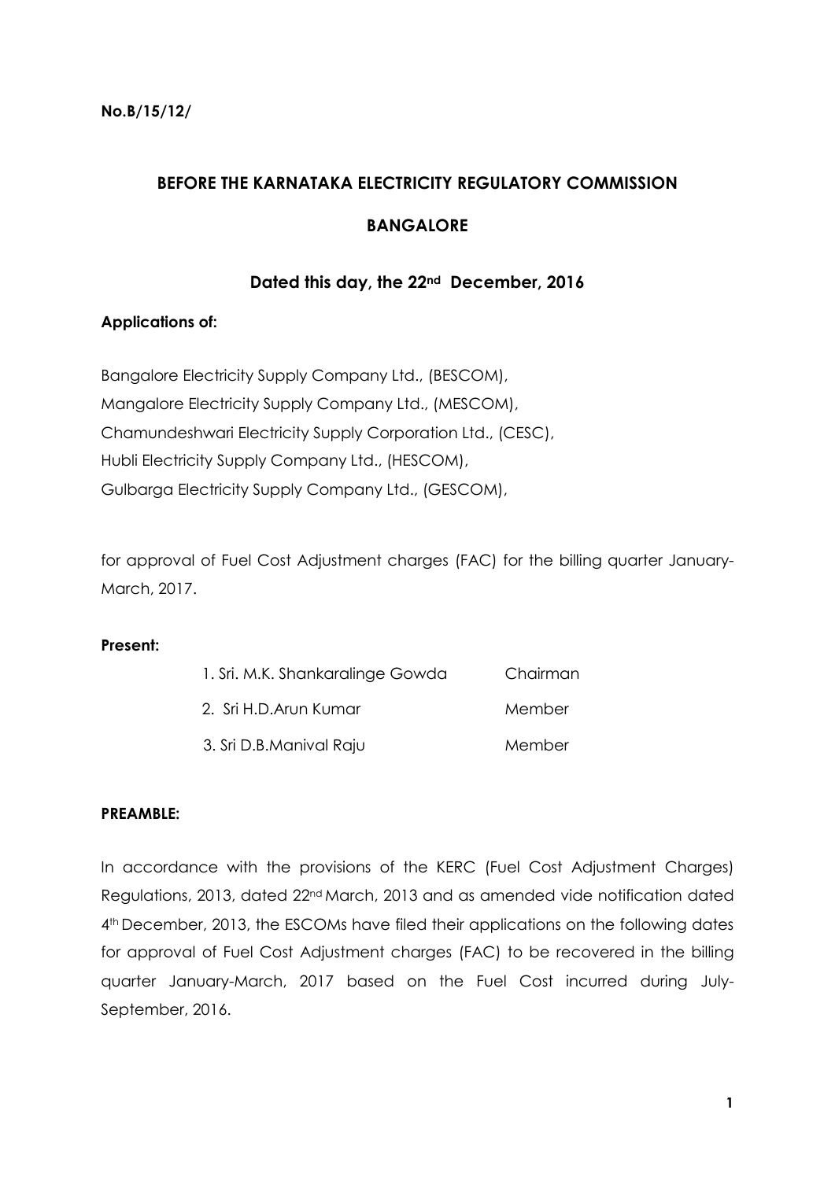**No.B/15/12/**

## BEFORE THE KARNATAKA ELECTRICITY REGULATORY COMMISSION

## BANGALORE

### Dated this day, the 22nd December, 2016

**Applications of:**

Bangalore Electricity Supply Company Ltd., (BESCOM),
Mangalore Electricity Supply Company Ltd., (MESCOM),
Chamundeshwari Electricity Supply Corporation Ltd., (CESC),
Hubli Electricity Supply Company Ltd., (HESCOM),
Gulbarga Electricity Supply Company Ltd., (GESCOM),

for approval of Fuel Cost Adjustment charges (FAC) for the billing quarter January-March, 2017.

**Present:**

| | |
|---|---|
| 1. Sri. M.K. Shankaralinge Gowda | Chairman |
| 2. Sri H.D.Arun Kumar | Member |
| 3. Sri D.B.Manival Raju | Member |

**PREAMBLE:**

In accordance with the provisions of the KERC (Fuel Cost Adjustment Charges) Regulations, 2013, dated 22nd March, 2013 and as amended vide notification dated 4th December, 2013, the ESCOMs have filed their applications on the following dates for approval of Fuel Cost Adjustment charges (FAC) to be recovered in the billing quarter January-March, 2017 based on the Fuel Cost incurred during July-September, 2016.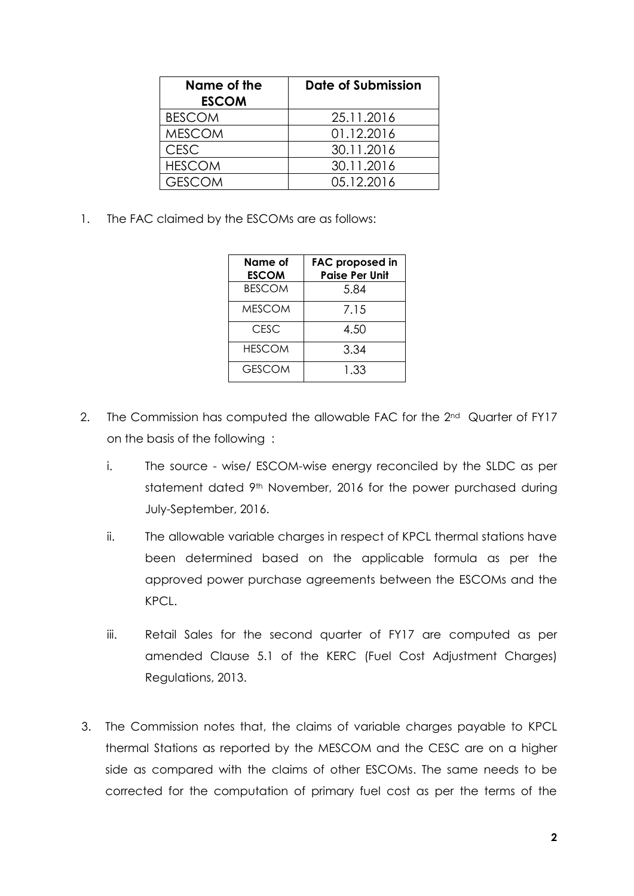| Name of the ESCOM | Date of Submission |
|---|---|
| BESCOM | 25.11.2016 |
| MESCOM | 01.12.2016 |
| CESC | 30.11.2016 |
| HESCOM | 30.11.2016 |
| GESCOM | 05.12.2016 |

1. The FAC claimed by the ESCOMs are as follows:

| Name of ESCOM | FAC proposed in Paise Per Unit |
|---|---|
| BESCOM | 5.84 |
| MESCOM | 7.15 |
| CESC | 4.50 |
| HESCOM | 3.34 |
| GESCOM | 1.33 |

2. The Commission has computed the allowable FAC for the 2nd Quarter of FY17 on the basis of the following :

   i. The source - wise/ ESCOM-wise energy reconciled by the SLDC as per statement dated 9th November, 2016 for the power purchased during July-September, 2016.

   ii. The allowable variable charges in respect of KPCL thermal stations have been determined based on the applicable formula as per the approved power purchase agreements between the ESCOMs and the KPCL.

   iii. Retail Sales for the second quarter of FY17 are computed as per amended Clause 5.1 of the KERC (Fuel Cost Adjustment Charges) Regulations, 2013.

3. The Commission notes that, the claims of variable charges payable to KPCL thermal Stations as reported by the MESCOM and the CESC are on a higher side as compared with the claims of other ESCOMs. The same needs to be corrected for the computation of primary fuel cost as per the terms of the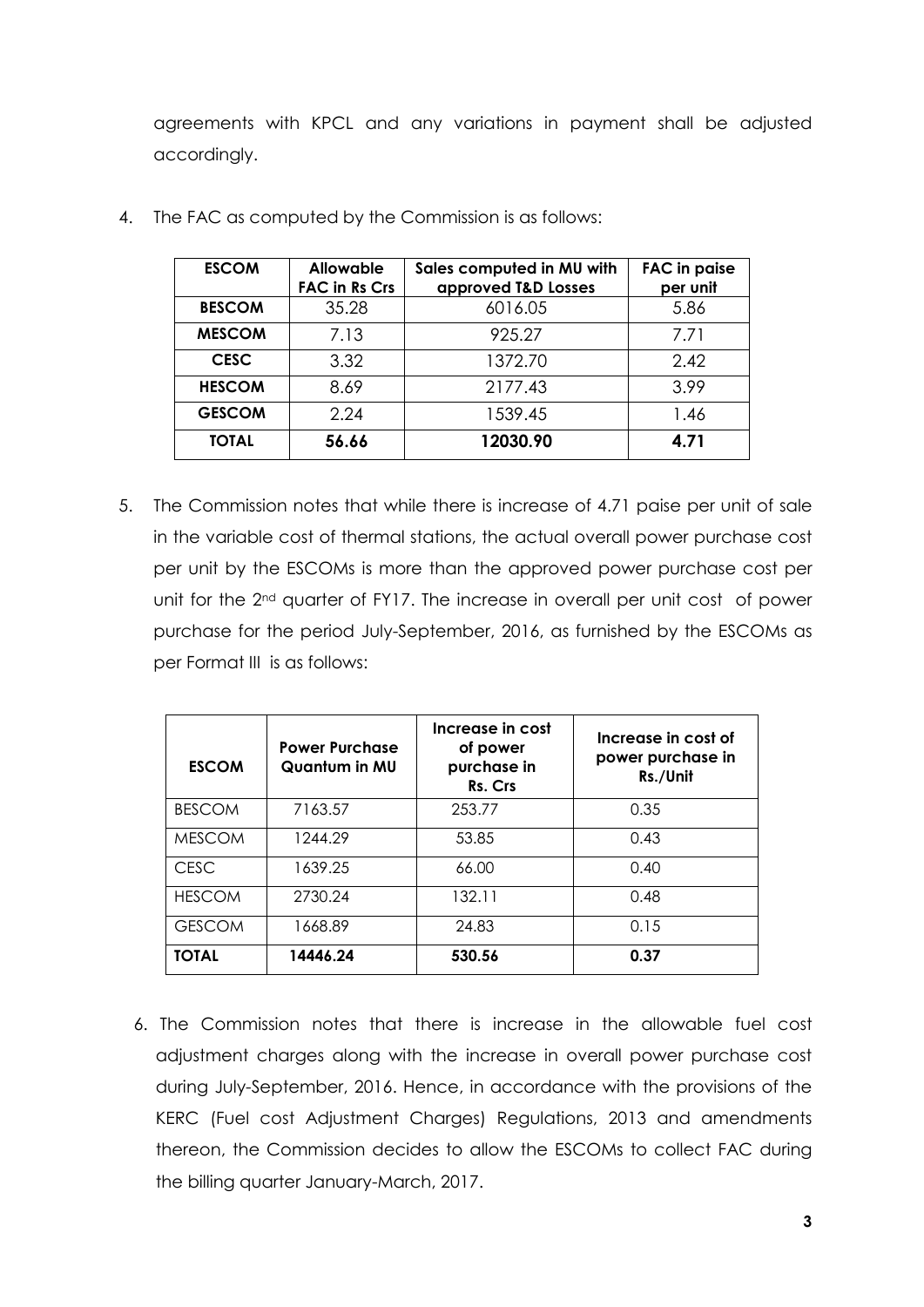agreements with KPCL and any variations in payment shall be adjusted accordingly.

4. The FAC as computed by the Commission is as follows:

| ESCOM | Allowable FAC in Rs Crs | Sales computed in MU with approved T&D Losses | FAC in paise per unit |
|---|---|---|---|
| BESCOM | 35.28 | 6016.05 | 5.86 |
| MESCOM | 7.13 | 925.27 | 7.71 |
| CESC | 3.32 | 1372.70 | 2.42 |
| HESCOM | 8.69 | 2177.43 | 3.99 |
| GESCOM | 2.24 | 1539.45 | 1.46 |
| **TOTAL** | **56.66** | **12030.90** | **4.71** |

5. The Commission notes that while there is increase of 4.71 paise per unit of sale in the variable cost of thermal stations, the actual overall power purchase cost per unit by the ESCOMs is more than the approved power purchase cost per unit for the 2nd quarter of FY17. The increase in overall per unit cost of power purchase for the period July-September, 2016, as furnished by the ESCOMs as per Format III is as follows:

| ESCOM | Power Purchase Quantum in MU | Increase in cost of power purchase in Rs. Crs | Increase in cost of power purchase in Rs./Unit |
|---|---|---|---|
| BESCOM | 7163.57 | 253.77 | 0.35 |
| MESCOM | 1244.29 | 53.85 | 0.43 |
| CESC | 1639.25 | 66.00 | 0.40 |
| HESCOM | 2730.24 | 132.11 | 0.48 |
| GESCOM | 1668.89 | 24.83 | 0.15 |
| **TOTAL** | **14446.24** | **530.56** | **0.37** |

6. The Commission notes that there is increase in the allowable fuel cost adjustment charges along with the increase in overall power purchase cost during July-September, 2016. Hence, in accordance with the provisions of the KERC (Fuel cost Adjustment Charges) Regulations, 2013 and amendments thereon, the Commission decides to allow the ESCOMs to collect FAC during the billing quarter January-March, 2017.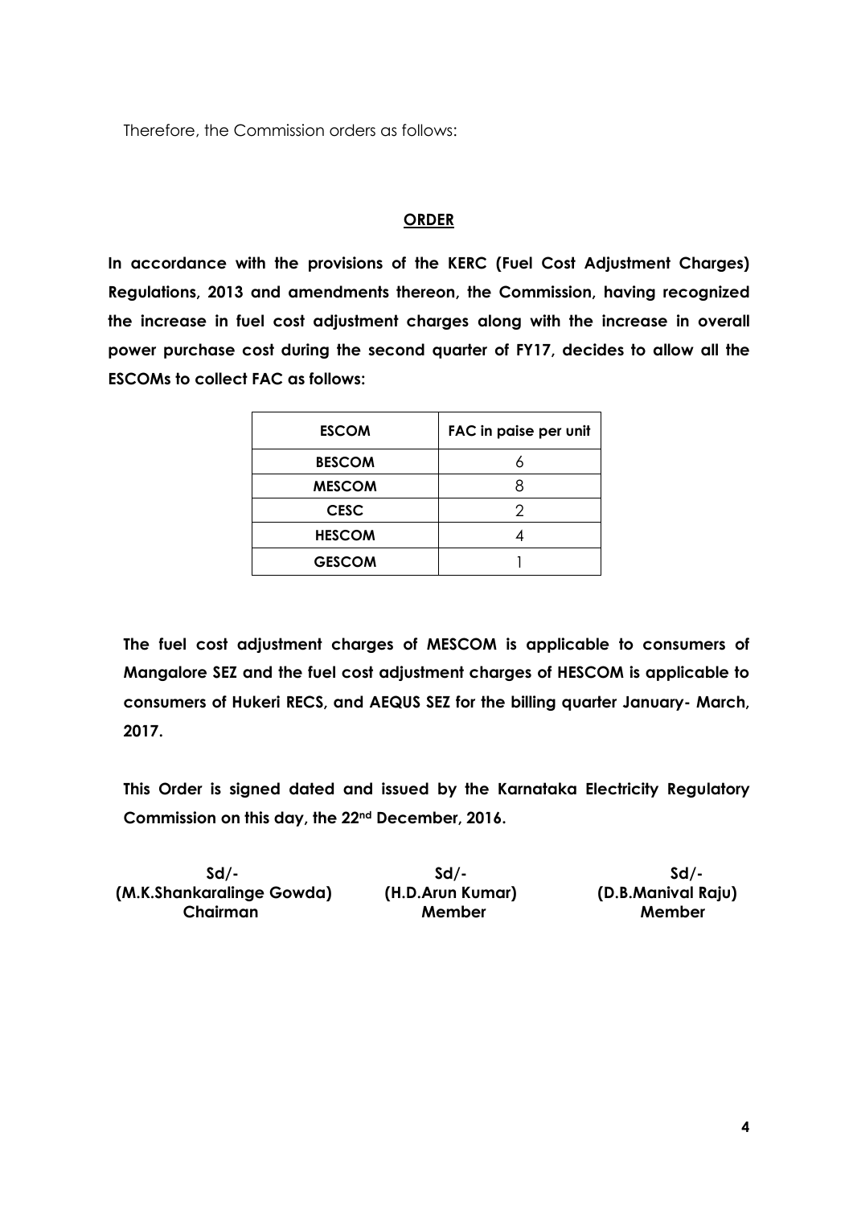Therefore, the Commission orders as follows:

## ORDER

**In accordance with the provisions of the KERC (Fuel Cost Adjustment Charges) Regulations, 2013 and amendments thereon, the Commission, having recognized the increase in fuel cost adjustment charges along with the increase in overall power purchase cost during the second quarter of FY17, decides to allow all the ESCOMs to collect FAC as follows:**

| ESCOM | FAC in paise per unit |
|---|---|
| BESCOM | 6 |
| MESCOM | 8 |
| CESC | 2 |
| HESCOM | 4 |
| GESCOM | 1 |

**The fuel cost adjustment charges of MESCOM is applicable to consumers of Mangalore SEZ and the fuel cost adjustment charges of HESCOM is applicable to consumers of Hukeri RECS, and AEQUS SEZ for the billing quarter January- March, 2017.**

**This Order is signed dated and issued by the Karnataka Electricity Regulatory Commission on this day, the 22nd December, 2016.**

| Sd/- | Sd/- | Sd/- |
|---|---|---|
| **(M.K.Shankaralinge Gowda)** | **(H.D.Arun Kumar)** | **(D.B.Manival Raju)** |
| **Chairman** | **Member** | **Member** |